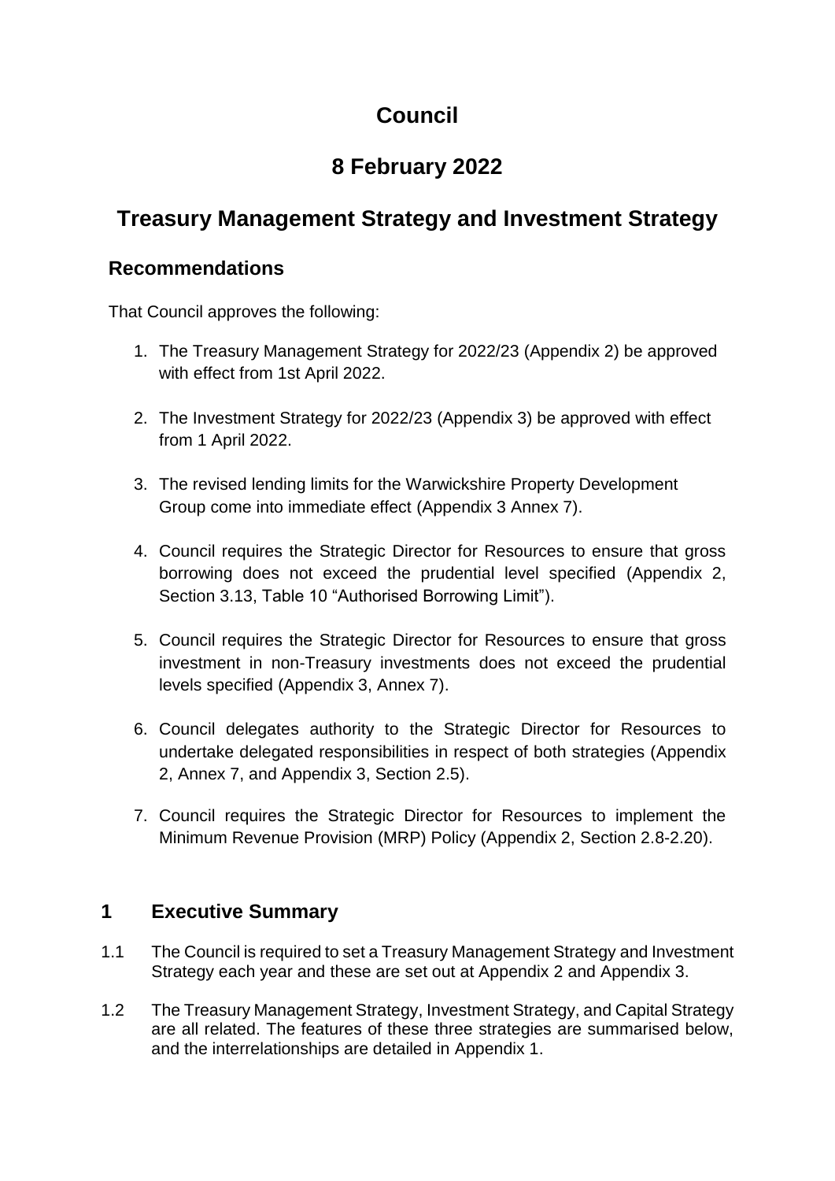# Council

# 8 February 2022

# Treasury Management Strategy and Investment Strategy

## Recommendations

That Council approves the following:

1. The Treasury Management Strategy for 2022/23 (Appendix 2) be approved with effect from 1st April 2022.

2. The Investment Strategy for 2022/23 (Appendix 3) be approved with effect from 1 April 2022.

3. The revised lending limits for the Warwickshire Property Development Group come into immediate effect (Appendix 3 Annex 7).

4. Council requires the Strategic Director for Resources to ensure that gross borrowing does not exceed the prudential level specified (Appendix 2, Section 3.13, Table 10 "Authorised Borrowing Limit").

5. Council requires the Strategic Director for Resources to ensure that gross investment in non-Treasury investments does not exceed the prudential levels specified (Appendix 3, Annex 7).

6. Council delegates authority to the Strategic Director for Resources to undertake delegated responsibilities in respect of both strategies (Appendix 2, Annex 7, and Appendix 3, Section 2.5).

7. Council requires the Strategic Director for Resources to implement the Minimum Revenue Provision (MRP) Policy (Appendix 2, Section 2.8-2.20).

## 1 Executive Summary

1.1 The Council is required to set a Treasury Management Strategy and Investment Strategy each year and these are set out at Appendix 2 and Appendix 3.

1.2 The Treasury Management Strategy, Investment Strategy, and Capital Strategy are all related. The features of these three strategies are summarised below, and the interrelationships are detailed in Appendix 1.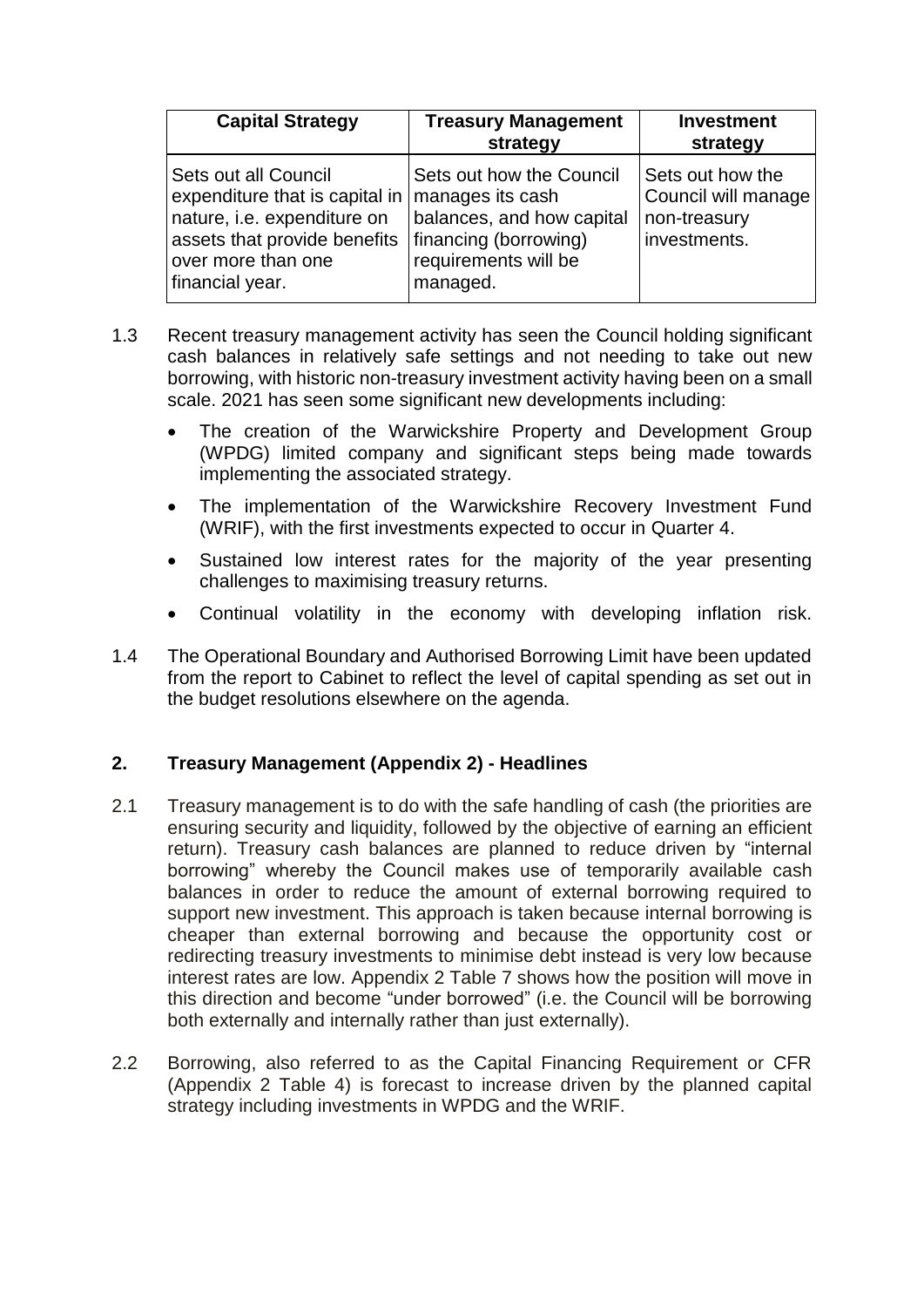| Capital Strategy | Treasury Management strategy | Investment strategy |
| --- | --- | --- |
| Sets out all Council expenditure that is capital in nature, i.e. expenditure on assets that provide benefits over more than one financial year. | Sets out how the Council manages its cash balances, and how capital financing (borrowing) requirements will be managed. | Sets out how the Council will manage non-treasury investments. |

1.3 Recent treasury management activity has seen the Council holding significant cash balances in relatively safe settings and not needing to take out new borrowing, with historic non-treasury investment activity having been on a small scale. 2021 has seen some significant new developments including:

- The creation of the Warwickshire Property and Development Group (WPDG) limited company and significant steps being made towards implementing the associated strategy.
- The implementation of the Warwickshire Recovery Investment Fund (WRIF), with the first investments expected to occur in Quarter 4.
- Sustained low interest rates for the majority of the year presenting challenges to maximising treasury returns.
- Continual volatility in the economy with developing inflation risk.

1.4 The Operational Boundary and Authorised Borrowing Limit have been updated from the report to Cabinet to reflect the level of capital spending as set out in the budget resolutions elsewhere on the agenda.

## 2. Treasury Management (Appendix 2) - Headlines

2.1 Treasury management is to do with the safe handling of cash (the priorities are ensuring security and liquidity, followed by the objective of earning an efficient return). Treasury cash balances are planned to reduce driven by "internal borrowing" whereby the Council makes use of temporarily available cash balances in order to reduce the amount of external borrowing required to support new investment. This approach is taken because internal borrowing is cheaper than external borrowing and because the opportunity cost or redirecting treasury investments to minimise debt instead is very low because interest rates are low. Appendix 2 Table 7 shows how the position will move in this direction and become "under borrowed" (i.e. the Council will be borrowing both externally and internally rather than just externally).

2.2 Borrowing, also referred to as the Capital Financing Requirement or CFR (Appendix 2 Table 4) is forecast to increase driven by the planned capital strategy including investments in WPDG and the WRIF.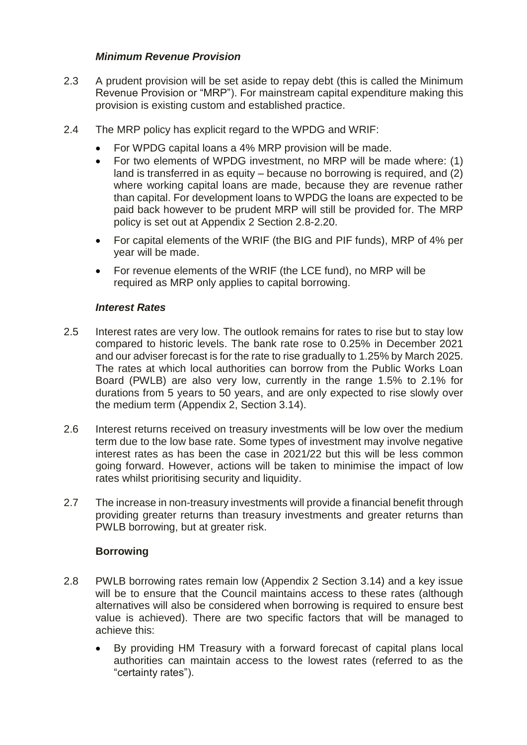### *Minimum Revenue Provision*

2.3 A prudent provision will be set aside to repay debt (this is called the Minimum Revenue Provision or "MRP"). For mainstream capital expenditure making this provision is existing custom and established practice.

2.4 The MRP policy has explicit regard to the WPDG and WRIF:

- For WPDG capital loans a 4% MRP provision will be made.
- For two elements of WPDG investment, no MRP will be made where: (1) land is transferred in as equity – because no borrowing is required, and (2) where working capital loans are made, because they are revenue rather than capital. For development loans to WPDG the loans are expected to be paid back however to be prudent MRP will still be provided for. The MRP policy is set out at Appendix 2 Section 2.8-2.20.
- For capital elements of the WRIF (the BIG and PIF funds), MRP of 4% per year will be made.
- For revenue elements of the WRIF (the LCE fund), no MRP will be required as MRP only applies to capital borrowing.

### *Interest Rates*

2.5 Interest rates are very low. The outlook remains for rates to rise but to stay low compared to historic levels. The bank rate rose to 0.25% in December 2021 and our adviser forecast is for the rate to rise gradually to 1.25% by March 2025. The rates at which local authorities can borrow from the Public Works Loan Board (PWLB) are also very low, currently in the range 1.5% to 2.1% for durations from 5 years to 50 years, and are only expected to rise slowly over the medium term (Appendix 2, Section 3.14).

2.6 Interest returns received on treasury investments will be low over the medium term due to the low base rate. Some types of investment may involve negative interest rates as has been the case in 2021/22 but this will be less common going forward. However, actions will be taken to minimise the impact of low rates whilst prioritising security and liquidity.

2.7 The increase in non-treasury investments will provide a financial benefit through providing greater returns than treasury investments and greater returns than PWLB borrowing, but at greater risk.

### **Borrowing**

2.8 PWLB borrowing rates remain low (Appendix 2 Section 3.14) and a key issue will be to ensure that the Council maintains access to these rates (although alternatives will also be considered when borrowing is required to ensure best value is achieved). There are two specific factors that will be managed to achieve this:

- By providing HM Treasury with a forward forecast of capital plans local authorities can maintain access to the lowest rates (referred to as the "certainty rates").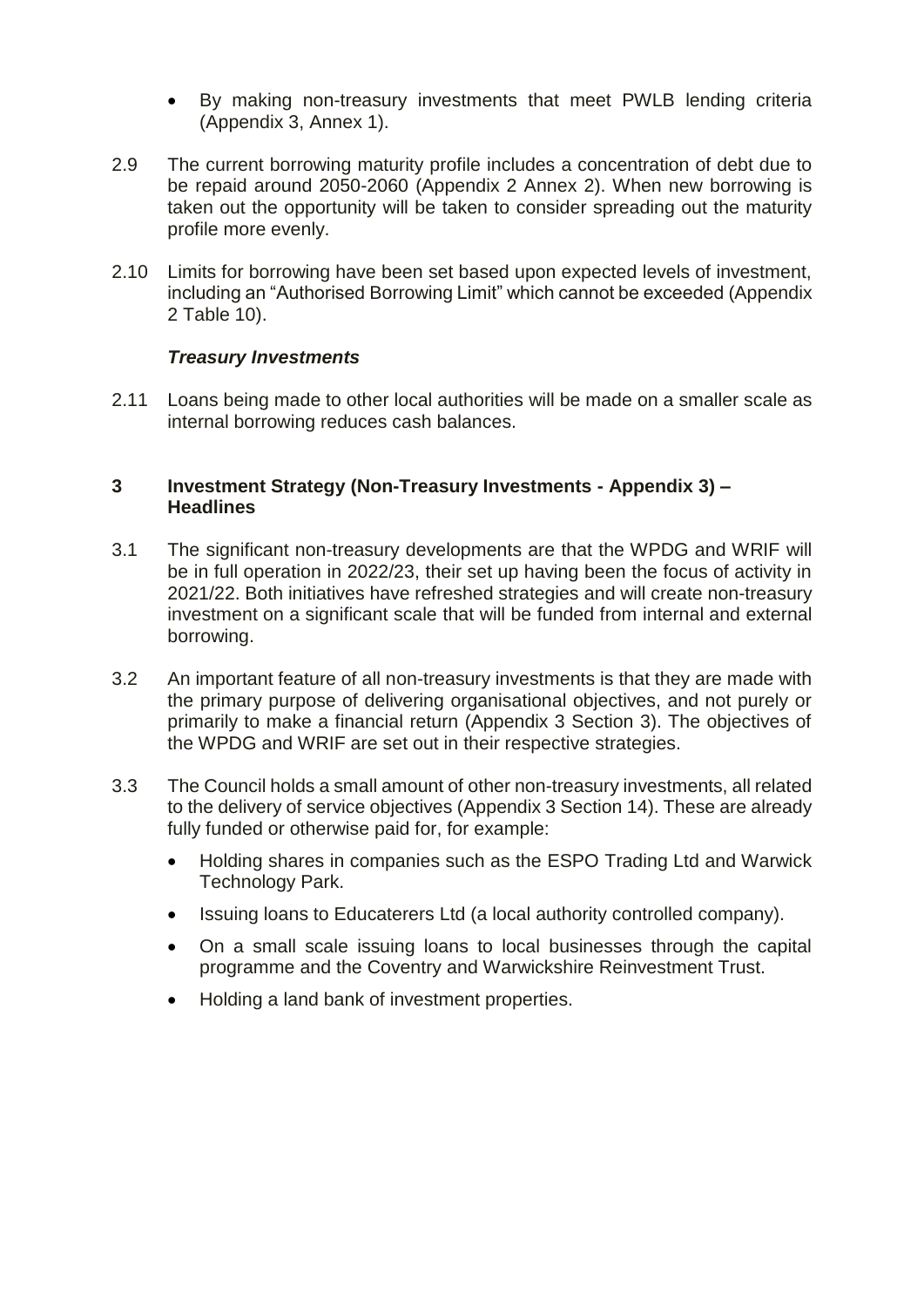- By making non-treasury investments that meet PWLB lending criteria (Appendix 3, Annex 1).

2.9 The current borrowing maturity profile includes a concentration of debt due to be repaid around 2050-2060 (Appendix 2 Annex 2). When new borrowing is taken out the opportunity will be taken to consider spreading out the maturity profile more evenly.

2.10 Limits for borrowing have been set based upon expected levels of investment, including an "Authorised Borrowing Limit" which cannot be exceeded (Appendix 2 Table 10).

***Treasury Investments***

2.11 Loans being made to other local authorities will be made on a smaller scale as internal borrowing reduces cash balances.

## 3 Investment Strategy (Non-Treasury Investments - Appendix 3) – Headlines

3.1 The significant non-treasury developments are that the WPDG and WRIF will be in full operation in 2022/23, their set up having been the focus of activity in 2021/22. Both initiatives have refreshed strategies and will create non-treasury investment on a significant scale that will be funded from internal and external borrowing.

3.2 An important feature of all non-treasury investments is that they are made with the primary purpose of delivering organisational objectives, and not purely or primarily to make a financial return (Appendix 3 Section 3). The objectives of the WPDG and WRIF are set out in their respective strategies.

3.3 The Council holds a small amount of other non-treasury investments, all related to the delivery of service objectives (Appendix 3 Section 14). These are already fully funded or otherwise paid for, for example:

- Holding shares in companies such as the ESPO Trading Ltd and Warwick Technology Park.
- Issuing loans to Educaterers Ltd (a local authority controlled company).
- On a small scale issuing loans to local businesses through the capital programme and the Coventry and Warwickshire Reinvestment Trust.
- Holding a land bank of investment properties.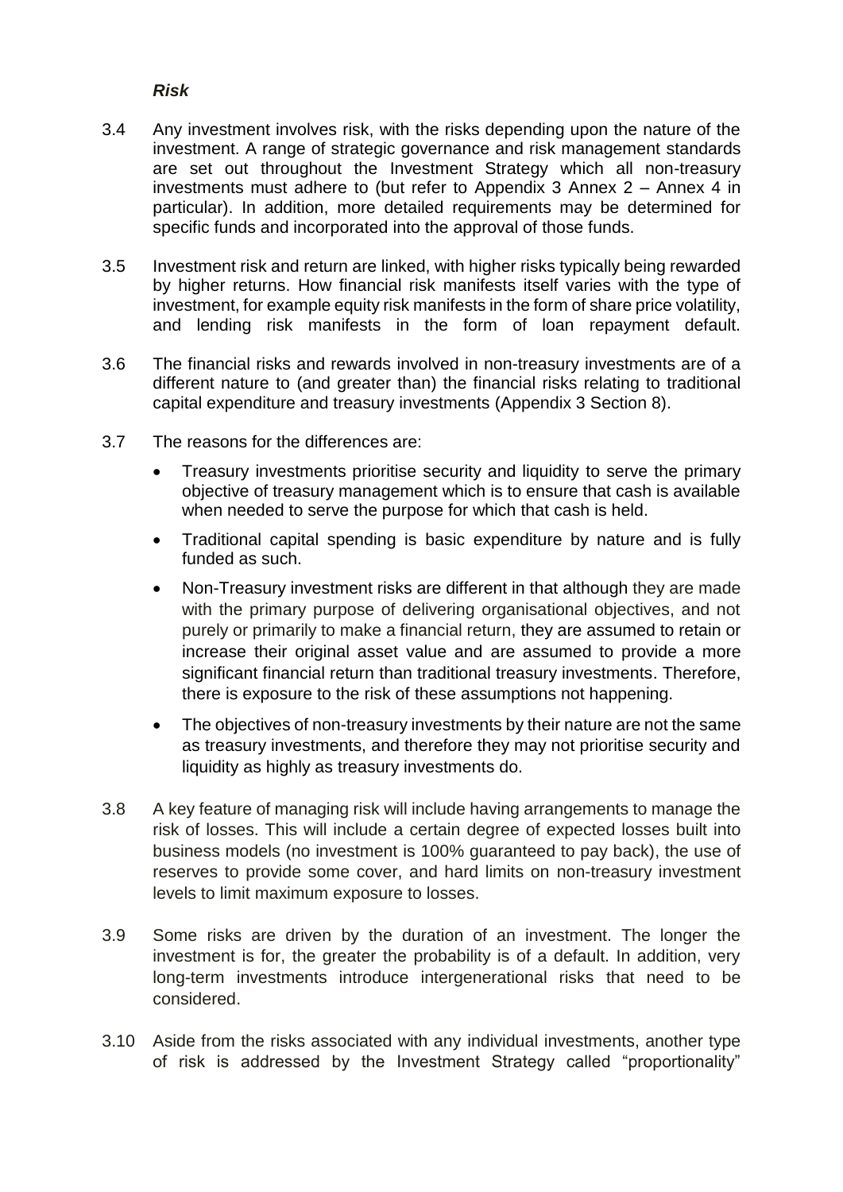***Risk***

3.4 Any investment involves risk, with the risks depending upon the nature of the investment. A range of strategic governance and risk management standards are set out throughout the Investment Strategy which all non-treasury investments must adhere to (but refer to Appendix 3 Annex 2 – Annex 4 in particular). In addition, more detailed requirements may be determined for specific funds and incorporated into the approval of those funds.

3.5 Investment risk and return are linked, with higher risks typically being rewarded by higher returns. How financial risk manifests itself varies with the type of investment, for example equity risk manifests in the form of share price volatility, and lending risk manifests in the form of loan repayment default.

3.6 The financial risks and rewards involved in non-treasury investments are of a different nature to (and greater than) the financial risks relating to traditional capital expenditure and treasury investments (Appendix 3 Section 8).

3.7 The reasons for the differences are:

- Treasury investments prioritise security and liquidity to serve the primary objective of treasury management which is to ensure that cash is available when needed to serve the purpose for which that cash is held.
- Traditional capital spending is basic expenditure by nature and is fully funded as such.
- Non-Treasury investment risks are different in that although they are made with the primary purpose of delivering organisational objectives, and not purely or primarily to make a financial return, they are assumed to retain or increase their original asset value and are assumed to provide a more significant financial return than traditional treasury investments. Therefore, there is exposure to the risk of these assumptions not happening.
- The objectives of non-treasury investments by their nature are not the same as treasury investments, and therefore they may not prioritise security and liquidity as highly as treasury investments do.

3.8 A key feature of managing risk will include having arrangements to manage the risk of losses. This will include a certain degree of expected losses built into business models (no investment is 100% guaranteed to pay back), the use of reserves to provide some cover, and hard limits on non-treasury investment levels to limit maximum exposure to losses.

3.9 Some risks are driven by the duration of an investment. The longer the investment is for, the greater the probability is of a default. In addition, very long-term investments introduce intergenerational risks that need to be considered.

3.10 Aside from the risks associated with any individual investments, another type of risk is addressed by the Investment Strategy called "proportionality"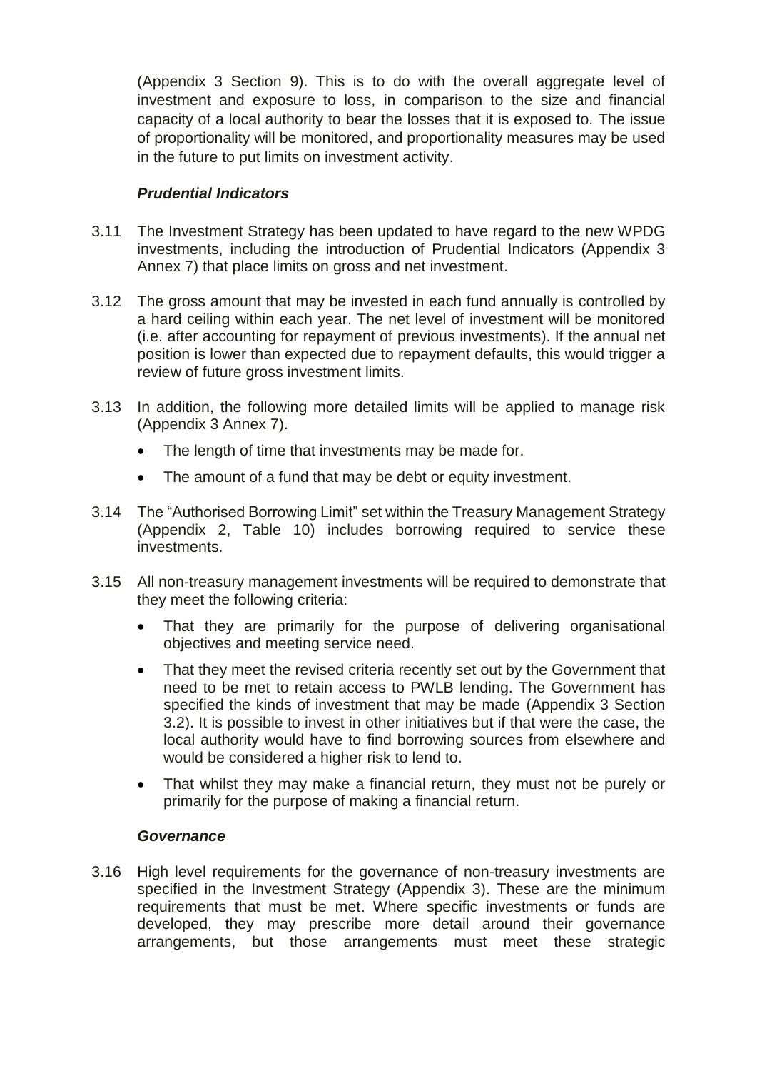(Appendix 3 Section 9). This is to do with the overall aggregate level of investment and exposure to loss, in comparison to the size and financial capacity of a local authority to bear the losses that it is exposed to. The issue of proportionality will be monitored, and proportionality measures may be used in the future to put limits on investment activity.

### *Prudential Indicators*

3.11 The Investment Strategy has been updated to have regard to the new WPDG investments, including the introduction of Prudential Indicators (Appendix 3 Annex 7) that place limits on gross and net investment.

3.12 The gross amount that may be invested in each fund annually is controlled by a hard ceiling within each year. The net level of investment will be monitored (i.e. after accounting for repayment of previous investments). If the annual net position is lower than expected due to repayment defaults, this would trigger a review of future gross investment limits.

3.13 In addition, the following more detailed limits will be applied to manage risk (Appendix 3 Annex 7).

- The length of time that investments may be made for.
- The amount of a fund that may be debt or equity investment.

3.14 The "Authorised Borrowing Limit" set within the Treasury Management Strategy (Appendix 2, Table 10) includes borrowing required to service these investments.

3.15 All non-treasury management investments will be required to demonstrate that they meet the following criteria:

- That they are primarily for the purpose of delivering organisational objectives and meeting service need.
- That they meet the revised criteria recently set out by the Government that need to be met to retain access to PWLB lending. The Government has specified the kinds of investment that may be made (Appendix 3 Section 3.2). It is possible to invest in other initiatives but if that were the case, the local authority would have to find borrowing sources from elsewhere and would be considered a higher risk to lend to.
- That whilst they may make a financial return, they must not be purely or primarily for the purpose of making a financial return.

### *Governance*

3.16 High level requirements for the governance of non-treasury investments are specified in the Investment Strategy (Appendix 3). These are the minimum requirements that must be met. Where specific investments or funds are developed, they may prescribe more detail around their governance arrangements, but those arrangements must meet these strategic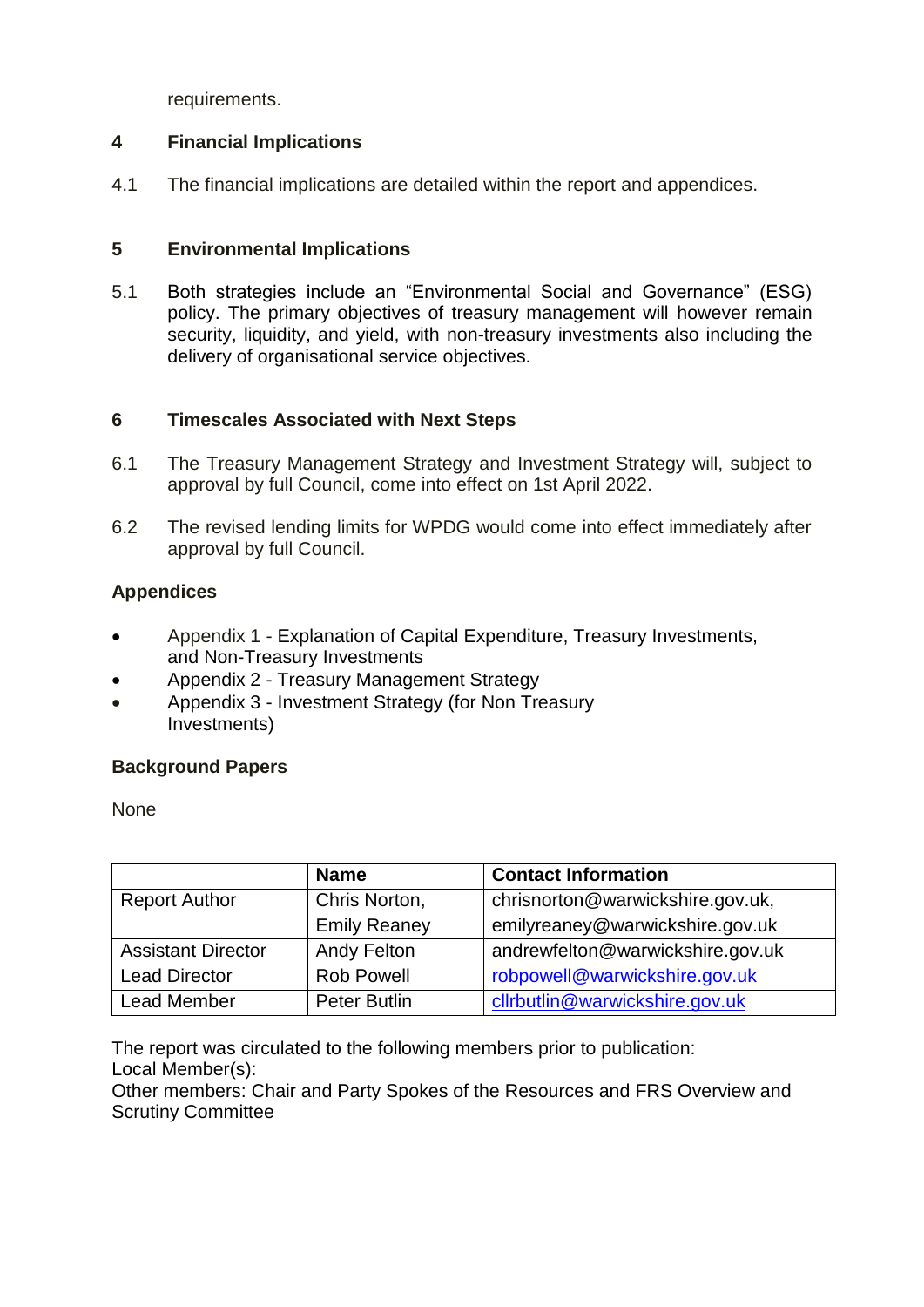requirements.

## 4 Financial Implications

4.1 The financial implications are detailed within the report and appendices.

## 5 Environmental Implications

5.1 Both strategies include an "Environmental Social and Governance" (ESG) policy. The primary objectives of treasury management will however remain security, liquidity, and yield, with non-treasury investments also including the delivery of organisational service objectives.

## 6 Timescales Associated with Next Steps

6.1 The Treasury Management Strategy and Investment Strategy will, subject to approval by full Council, come into effect on 1st April 2022.

6.2 The revised lending limits for WPDG would come into effect immediately after approval by full Council.

## Appendices

- Appendix 1 - Explanation of Capital Expenditure, Treasury Investments, and Non-Treasury Investments
- Appendix 2 - Treasury Management Strategy
- Appendix 3 - Investment Strategy (for Non Treasury Investments)

## Background Papers

None

| | Name | Contact Information |
|---|---|---|
| Report Author | Chris Norton, Emily Reaney | chrisnorton@warwickshire.gov.uk, emilyreaney@warwickshire.gov.uk |
| Assistant Director | Andy Felton | andrewfelton@warwickshire.gov.uk |
| Lead Director | Rob Powell | robpowell@warwickshire.gov.uk |
| Lead Member | Peter Butlin | cllrbutlin@warwickshire.gov.uk |

The report was circulated to the following members prior to publication:
Local Member(s):
Other members: Chair and Party Spokes of the Resources and FRS Overview and Scrutiny Committee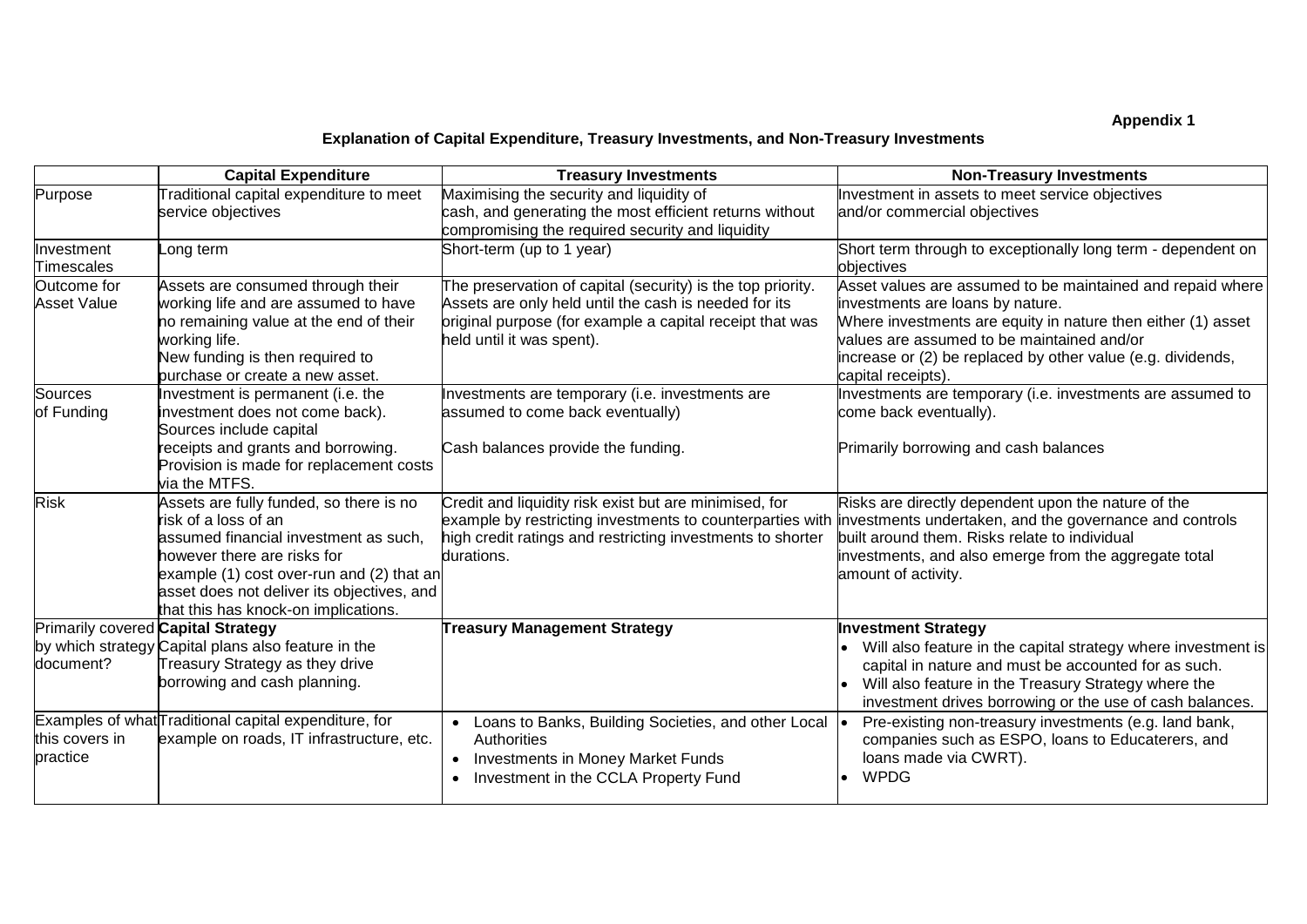**Appendix 1**

## Explanation of Capital Expenditure, Treasury Investments, and Non-Treasury Investments

| | Capital Expenditure | Treasury Investments | Non-Treasury Investments |
|---|---|---|---|
| Purpose | Traditional capital expenditure to meet service objectives | Maximising the security and liquidity of cash, and generating the most efficient returns without compromising the required security and liquidity | Investment in assets to meet service objectives and/or commercial objectives |
| Investment Timescales | Long term | Short-term (up to 1 year) | Short term through to exceptionally long term - dependent on objectives |
| Outcome for Asset Value | Assets are consumed through their working life and are assumed to have no remaining value at the end of their working life.<br>New funding is then required to purchase or create a new asset. | The preservation of capital (security) is the top priority. Assets are only held until the cash is needed for its original purpose (for example a capital receipt that was held until it was spent). | Asset values are assumed to be maintained and repaid where investments are loans by nature.<br>Where investments are equity in nature then either (1) asset values are assumed to be maintained and/or increase or (2) be replaced by other value (e.g. dividends, capital receipts). |
| Sources of Funding | Investment is permanent (i.e. the investment does not come back). Sources include capital receipts and grants and borrowing. Provision is made for replacement costs via the MTFS. | Investments are temporary (i.e. investments are assumed to come back eventually)<br><br>Cash balances provide the funding. | Investments are temporary (i.e. investments are assumed to come back eventually).<br><br>Primarily borrowing and cash balances |
| Risk | Assets are fully funded, so there is no risk of a loss of an assumed financial investment as such, however there are risks for example (1) cost over-run and (2) that an asset does not deliver its objectives, and that this has knock-on implications. | Credit and liquidity risk exist but are minimised, for example by restricting investments to counterparties with high credit ratings and restricting investments to shorter durations. | Risks are directly dependent upon the nature of the investments undertaken, and the governance and controls built around them. Risks relate to individual investments, and also emerge from the aggregate total amount of activity. |
| Primarily covered by which strategy document? | **Capital Strategy**<br>Capital plans also feature in the Treasury Strategy as they drive borrowing and cash planning. | **Treasury Management Strategy** | **Investment Strategy**<br>• Will also feature in the capital strategy where investment is capital in nature and must be accounted for as such.<br>• Will also feature in the Treasury Strategy where the investment drives borrowing or the use of cash balances. |
| Examples of what this covers in practice | Traditional capital expenditure, for example on roads, IT infrastructure, etc. | • Loans to Banks, Building Societies, and other Local Authorities<br>• Investments in Money Market Funds<br>• Investment in the CCLA Property Fund | • Pre-existing non-treasury investments (e.g. land bank, companies such as ESPO, loans to Educaterers, and loans made via CWRT).<br>• WPDG |